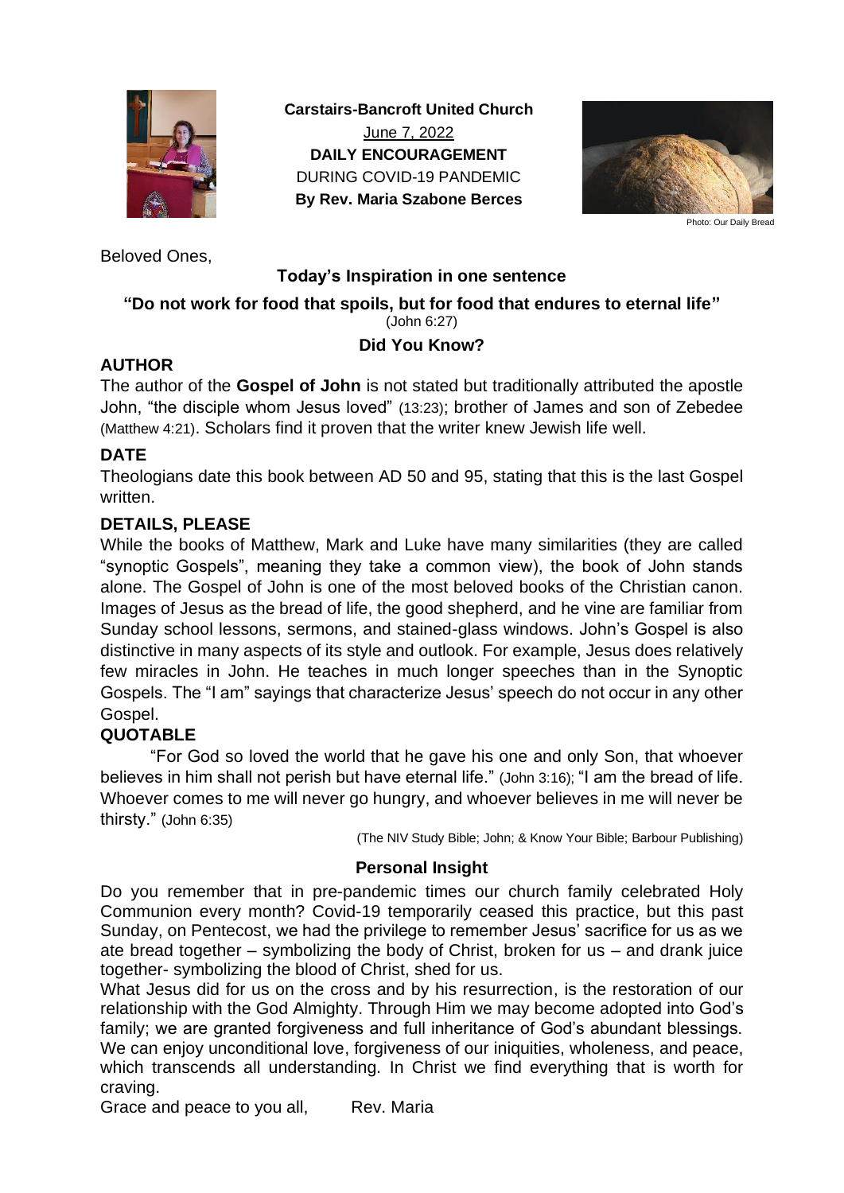**Carstairs-Bancroft United Church**

June 7, 2022

**DAILY ENCOURAGEMENT**

DURING COVID-19 PANDEMIC

**By Rev. Maria Szabone Berces**

Photo: Our Daily Bread

Beloved Ones,

### Today's Inspiration in one sentence

**"Do not work for food that spoils, but for food that endures to eternal life"**
(John 6:27)

### Did You Know?

**AUTHOR**

The author of the **Gospel of John** is not stated but traditionally attributed the apostle John, "the disciple whom Jesus loved" (13:23); brother of James and son of Zebedee (Matthew 4:21). Scholars find it proven that the writer knew Jewish life well.

**DATE**

Theologians date this book between AD 50 and 95, stating that this is the last Gospel written.

**DETAILS, PLEASE**

While the books of Matthew, Mark and Luke have many similarities (they are called "synoptic Gospels", meaning they take a common view), the book of John stands alone. The Gospel of John is one of the most beloved books of the Christian canon. Images of Jesus as the bread of life, the good shepherd, and he vine are familiar from Sunday school lessons, sermons, and stained-glass windows. John's Gospel is also distinctive in many aspects of its style and outlook. For example, Jesus does relatively few miracles in John. He teaches in much longer speeches than in the Synoptic Gospels. The "I am" sayings that characterize Jesus' speech do not occur in any other Gospel.

**QUOTABLE**

"For God so loved the world that he gave his one and only Son, that whoever believes in him shall not perish but have eternal life." (John 3:16); "I am the bread of life. Whoever comes to me will never go hungry, and whoever believes in me will never be thirsty." (John 6:35)

(The NIV Study Bible; John; & Know Your Bible; Barbour Publishing)

### Personal Insight

Do you remember that in pre-pandemic times our church family celebrated Holy Communion every month? Covid-19 temporarily ceased this practice, but this past Sunday, on Pentecost, we had the privilege to remember Jesus' sacrifice for us as we ate bread together – symbolizing the body of Christ, broken for us – and drank juice together- symbolizing the blood of Christ, shed for us.

What Jesus did for us on the cross and by his resurrection, is the restoration of our relationship with the God Almighty. Through Him we may become adopted into God's family; we are granted forgiveness and full inheritance of God's abundant blessings. We can enjoy unconditional love, forgiveness of our iniquities, wholeness, and peace, which transcends all understanding. In Christ we find everything that is worth for craving.

Grace and peace to you all, Rev. Maria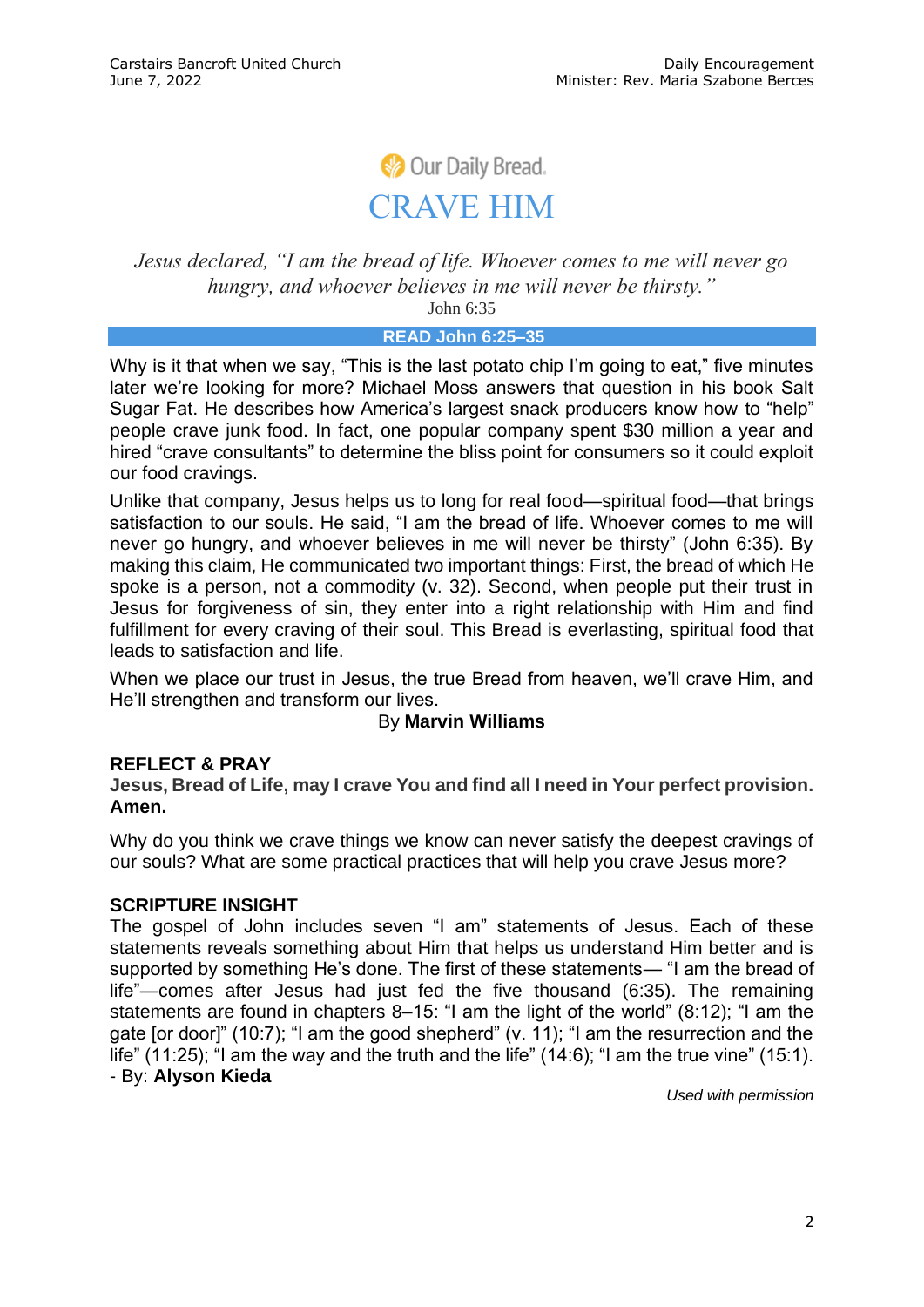Our Daily Bread

# CRAVE HIM

*Jesus declared, "I am the bread of life. Whoever comes to me will never go hungry, and whoever believes in me will never be thirsty."*
John 6:35

**READ John 6:25–35**

Why is it that when we say, "This is the last potato chip I'm going to eat," five minutes later we're looking for more? Michael Moss answers that question in his book Salt Sugar Fat. He describes how America's largest snack producers know how to "help" people crave junk food. In fact, one popular company spent $30 million a year and hired "crave consultants" to determine the bliss point for consumers so it could exploit our food cravings.

Unlike that company, Jesus helps us to long for real food—spiritual food—that brings satisfaction to our souls. He said, "I am the bread of life. Whoever comes to me will never go hungry, and whoever believes in me will never be thirsty" (John 6:35). By making this claim, He communicated two important things: First, the bread of which He spoke is a person, not a commodity (v. 32). Second, when people put their trust in Jesus for forgiveness of sin, they enter into a right relationship with Him and find fulfillment for every craving of their soul. This Bread is everlasting, spiritual food that leads to satisfaction and life.

When we place our trust in Jesus, the true Bread from heaven, we'll crave Him, and He'll strengthen and transform our lives.

By **Marvin Williams**

## REFLECT & PRAY

**Jesus, Bread of Life, may I crave You and find all I need in Your perfect provision. Amen.**

Why do you think we crave things we know can never satisfy the deepest cravings of our souls? What are some practical practices that will help you crave Jesus more?

## SCRIPTURE INSIGHT

The gospel of John includes seven "I am" statements of Jesus. Each of these statements reveals something about Him that helps us understand Him better and is supported by something He's done. The first of these statements— "I am the bread of life"—comes after Jesus had just fed the five thousand (6:35). The remaining statements are found in chapters 8–15: "I am the light of the world" (8:12); "I am the gate [or door]" (10:7); "I am the good shepherd" (v. 11); "I am the resurrection and the life" (11:25); "I am the way and the truth and the life" (14:6); "I am the true vine" (15:1).
- By: **Alyson Kieda**

*Used with permission*